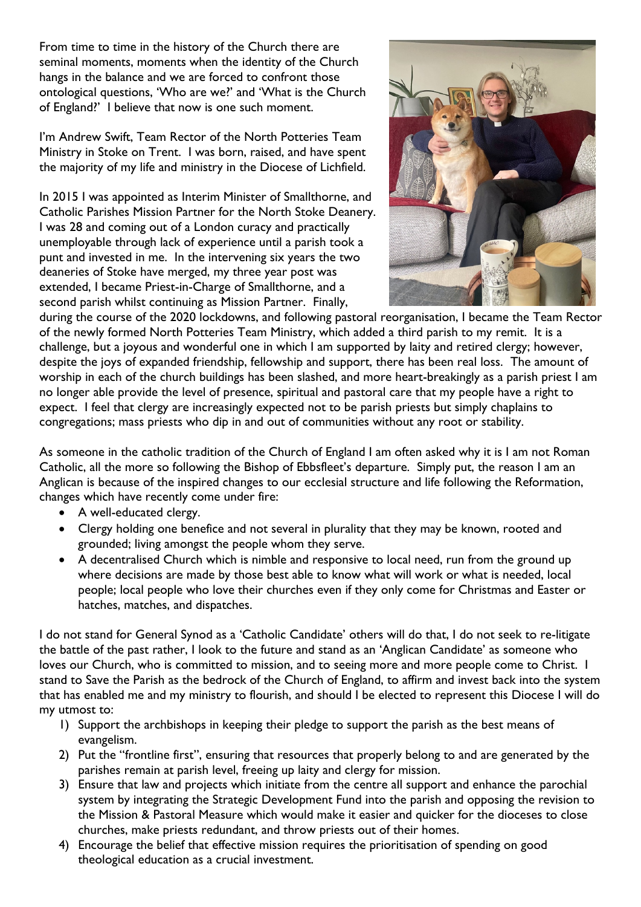From time to time in the history of the Church there are seminal moments, moments when the identity of the Church hangs in the balance and we are forced to confront those ontological questions, 'Who are we?' and 'What is the Church of England?' I believe that now is one such moment.

I'm Andrew Swift, Team Rector of the North Potteries Team Ministry in Stoke on Trent. I was born, raised, and have spent the majority of my life and ministry in the Diocese of Lichfield.

In 2015 I was appointed as Interim Minister of Smallthorne, and Catholic Parishes Mission Partner for the North Stoke Deanery. I was 28 and coming out of a London curacy and practically unemployable through lack of experience until a parish took a punt and invested in me. In the intervening six years the two deaneries of Stoke have merged, my three year post was extended, I became Priest-in-Charge of Smallthorne, and a second parish whilst continuing as Mission Partner. Finally, during the course of the 2020 lockdowns, and following pastoral reorganisation, I became the Team Rector of the newly formed North Potteries Team Ministry, which added a third parish to my remit. It is a challenge, but a joyous and wonderful one in which I am supported by laity and retired clergy; however, despite the joys of expanded friendship, fellowship and support, there has been real loss. The amount of worship in each of the church buildings has been slashed, and more heart-breakingly as a parish priest I am no longer able provide the level of presence, spiritual and pastoral care that my people have a right to expect. I feel that clergy are increasingly expected not to be parish priests but simply chaplains to congregations; mass priests who dip in and out of communities without any root or stability.

As someone in the catholic tradition of the Church of England I am often asked why it is I am not Roman Catholic, all the more so following the Bishop of Ebbsfleet's departure. Simply put, the reason I am an Anglican is because of the inspired changes to our ecclesial structure and life following the Reformation, changes which have recently come under fire:

- A well-educated clergy.
- Clergy holding one benefice and not several in plurality that they may be known, rooted and grounded; living amongst the people whom they serve.
- A decentralised Church which is nimble and responsive to local need, run from the ground up where decisions are made by those best able to know what will work or what is needed, local people; local people who love their churches even if they only come for Christmas and Easter or hatches, matches, and dispatches.

I do not stand for General Synod as a 'Catholic Candidate' others will do that, I do not seek to re-litigate the battle of the past rather, I look to the future and stand as an 'Anglican Candidate' as someone who loves our Church, who is committed to mission, and to seeing more and more people come to Christ. I stand to Save the Parish as the bedrock of the Church of England, to affirm and invest back into the system that has enabled me and my ministry to flourish, and should I be elected to represent this Diocese I will do my utmost to:

1) Support the archbishops in keeping their pledge to support the parish as the best means of evangelism.
2) Put the "frontline first", ensuring that resources that properly belong to and are generated by the parishes remain at parish level, freeing up laity and clergy for mission.
3) Ensure that law and projects which initiate from the centre all support and enhance the parochial system by integrating the Strategic Development Fund into the parish and opposing the revision to the Mission & Pastoral Measure which would make it easier and quicker for the dioceses to close churches, make priests redundant, and throw priests out of their homes.
4) Encourage the belief that effective mission requires the prioritisation of spending on good theological education as a crucial investment.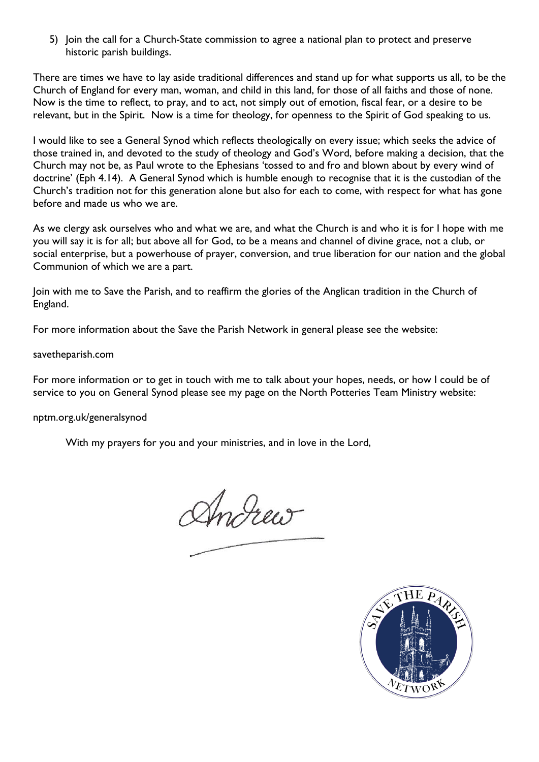5) Join the call for a Church-State commission to agree a national plan to protect and preserve historic parish buildings.

There are times we have to lay aside traditional differences and stand up for what supports us all, to be the Church of England for every man, woman, and child in this land, for those of all faiths and those of none. Now is the time to reflect, to pray, and to act, not simply out of emotion, fiscal fear, or a desire to be relevant, but in the Spirit. Now is a time for theology, for openness to the Spirit of God speaking to us.

I would like to see a General Synod which reflects theologically on every issue; which seeks the advice of those trained in, and devoted to the study of theology and God's Word, before making a decision, that the Church may not be, as Paul wrote to the Ephesians 'tossed to and fro and blown about by every wind of doctrine' (Eph 4.14). A General Synod which is humble enough to recognise that it is the custodian of the Church's tradition not for this generation alone but also for each to come, with respect for what has gone before and made us who we are.

As we clergy ask ourselves who and what we are, and what the Church is and who it is for I hope with me you will say it is for all; but above all for God, to be a means and channel of divine grace, not a club, or social enterprise, but a powerhouse of prayer, conversion, and true liberation for our nation and the global Communion of which we are a part.

Join with me to Save the Parish, and to reaffirm the glories of the Anglican tradition in the Church of England.

For more information about the Save the Parish Network in general please see the website:

savetheparish.com

For more information or to get in touch with me to talk about your hopes, needs, or how I could be of service to you on General Synod please see my page on the North Potteries Team Ministry website:

nptm.org.uk/generalsynod

With my prayers for you and your ministries, and in love in the Lord,

Andrew

SAVE THE PARISH NETWORK